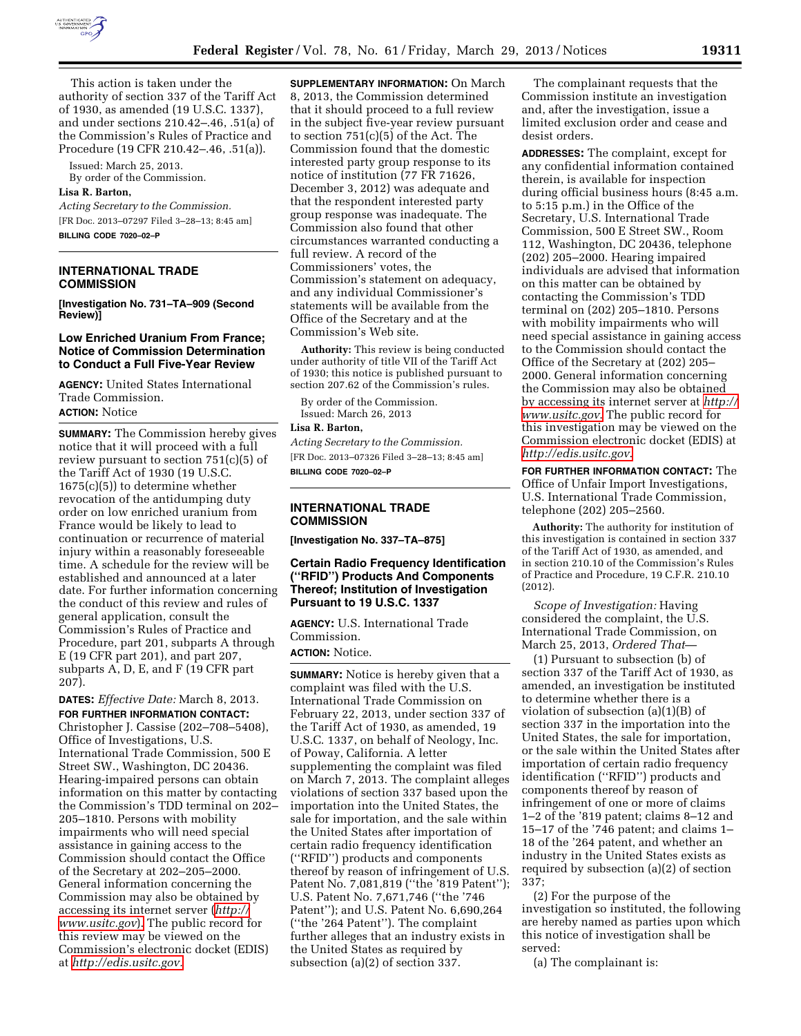This action is taken under the authority of section 337 of the Tariff Act of 1930, as amended (19 U.S.C. 1337), and under sections 210.42–.46, .51(a) of the Commission's Rules of Practice and Procedure (19 CFR 210.42–.46, .51(a)).

Issued: March 25, 2013.

By order of the Commission.

**Lisa R. Barton,**

*Acting Secretary to the Commission.*

[FR Doc. 2013–07297 Filed 3–28–13; 8:45 am]

**BILLING CODE 7020–02–P**

## INTERNATIONAL TRADE COMMISSION

**[Investigation No. 731–TA–909 (Second Review)]**

### Low Enriched Uranium From France; Notice of Commission Determination to Conduct a Full Five-Year Review

**AGENCY:** United States International Trade Commission.

**ACTION:** Notice

**SUMMARY:** The Commission hereby gives notice that it will proceed with a full review pursuant to section 751(c)(5) of the Tariff Act of 1930 (19 U.S.C. 1675(c)(5)) to determine whether revocation of the antidumping duty order on low enriched uranium from France would be likely to lead to continuation or recurrence of material injury within a reasonably foreseeable time. A schedule for the review will be established and announced at a later date. For further information concerning the conduct of this review and rules of general application, consult the Commission's Rules of Practice and Procedure, part 201, subparts A through E (19 CFR part 201), and part 207, subparts A, D, E, and F (19 CFR part 207).

**DATES:** *Effective Date:* March 8, 2013.

**FOR FURTHER INFORMATION CONTACT:** Christopher J. Cassise (202–708–5408), Office of Investigations, U.S. International Trade Commission, 500 E Street SW., Washington, DC 20436. Hearing-impaired persons can obtain information on this matter by contacting the Commission's TDD terminal on 202–205–1810. Persons with mobility impairments who will need special assistance in gaining access to the Commission should contact the Office of the Secretary at 202–205–2000. General information concerning the Commission may also be obtained by accessing its internet server (http://www.usitc.gov). The public record for this review may be viewed on the Commission's electronic docket (EDIS) at http://edis.usitc.gov.

**SUPPLEMENTARY INFORMATION:** On March 8, 2013, the Commission determined that it should proceed to a full review in the subject five-year review pursuant to section 751(c)(5) of the Act. The Commission found that the domestic interested party group response to its notice of institution (77 FR 71626, December 3, 2012) was adequate and that the respondent interested party group response was inadequate. The Commission also found that other circumstances warranted conducting a full review. A record of the Commissioners' votes, the Commission's statement on adequacy, and any individual Commissioner's statements will be available from the Office of the Secretary and at the Commission's Web site.

**Authority:** This review is being conducted under authority of title VII of the Tariff Act of 1930; this notice is published pursuant to section 207.62 of the Commission's rules.

By order of the Commission.

Issued: March 26, 2013

**Lisa R. Barton,**

*Acting Secretary to the Commission.*

[FR Doc. 2013–07326 Filed 3–28–13; 8:45 am]

**BILLING CODE 7020–02–P**

## INTERNATIONAL TRADE COMMISSION

**[Investigation No. 337–TA–875]**

### Certain Radio Frequency Identification ("RFID") Products And Components Thereof; Institution of Investigation Pursuant to 19 U.S.C. 1337

**AGENCY:** U.S. International Trade Commission.

**ACTION:** Notice.

**SUMMARY:** Notice is hereby given that a complaint was filed with the U.S. International Trade Commission on February 22, 2013, under section 337 of the Tariff Act of 1930, as amended, 19 U.S.C. 1337, on behalf of Neology, Inc. of Poway, California. A letter supplementing the complaint was filed on March 7, 2013. The complaint alleges violations of section 337 based upon the importation into the United States, the sale for importation, and the sale within the United States after importation of certain radio frequency identification ("RFID") products and components thereof by reason of infringement of U.S. Patent No. 7,081,819 ("the '819 Patent"); U.S. Patent No. 7,671,746 ("the '746 Patent"); and U.S. Patent No. 6,690,264 ("the '264 Patent"). The complaint further alleges that an industry exists in the United States as required by subsection (a)(2) of section 337.

The complainant requests that the Commission institute an investigation and, after the investigation, issue a limited exclusion order and cease and desist orders.

**ADDRESSES:** The complaint, except for any confidential information contained therein, is available for inspection during official business hours (8:45 a.m. to 5:15 p.m.) in the Office of the Secretary, U.S. International Trade Commission, 500 E Street SW., Room 112, Washington, DC 20436, telephone (202) 205–2000. Hearing impaired individuals are advised that information on this matter can be obtained by contacting the Commission's TDD terminal on (202) 205–1810. Persons with mobility impairments who will need special assistance in gaining access to the Commission should contact the Office of the Secretary at (202) 205–2000. General information concerning the Commission may also be obtained by accessing its internet server at http://www.usitc.gov. The public record for this investigation may be viewed on the Commission electronic docket (EDIS) at http://edis.usitc.gov.

**FOR FURTHER INFORMATION CONTACT:** The Office of Unfair Import Investigations, U.S. International Trade Commission, telephone (202) 205–2560.

**Authority:** The authority for institution of this investigation is contained in section 337 of the Tariff Act of 1930, as amended, and in section 210.10 of the Commission's Rules of Practice and Procedure, 19 C.F.R. 210.10 (2012).

*Scope of Investigation:* Having considered the complaint, the U.S. International Trade Commission, on March 25, 2013, *Ordered That*—

(1) Pursuant to subsection (b) of section 337 of the Tariff Act of 1930, as amended, an investigation be instituted to determine whether there is a violation of subsection (a)(1)(B) of section 337 in the importation into the United States, the sale for importation, or the sale within the United States after importation of certain radio frequency identification ("RFID") products and components thereof by reason of infringement of one or more of claims 1–2 of the '819 patent; claims 8–12 and 15–17 of the '746 patent; and claims 1–18 of the '264 patent, and whether an industry in the United States exists as required by subsection (a)(2) of section 337;

(2) For the purpose of the investigation so instituted, the following are hereby named as parties upon which this notice of investigation shall be served:

(a) The complainant is: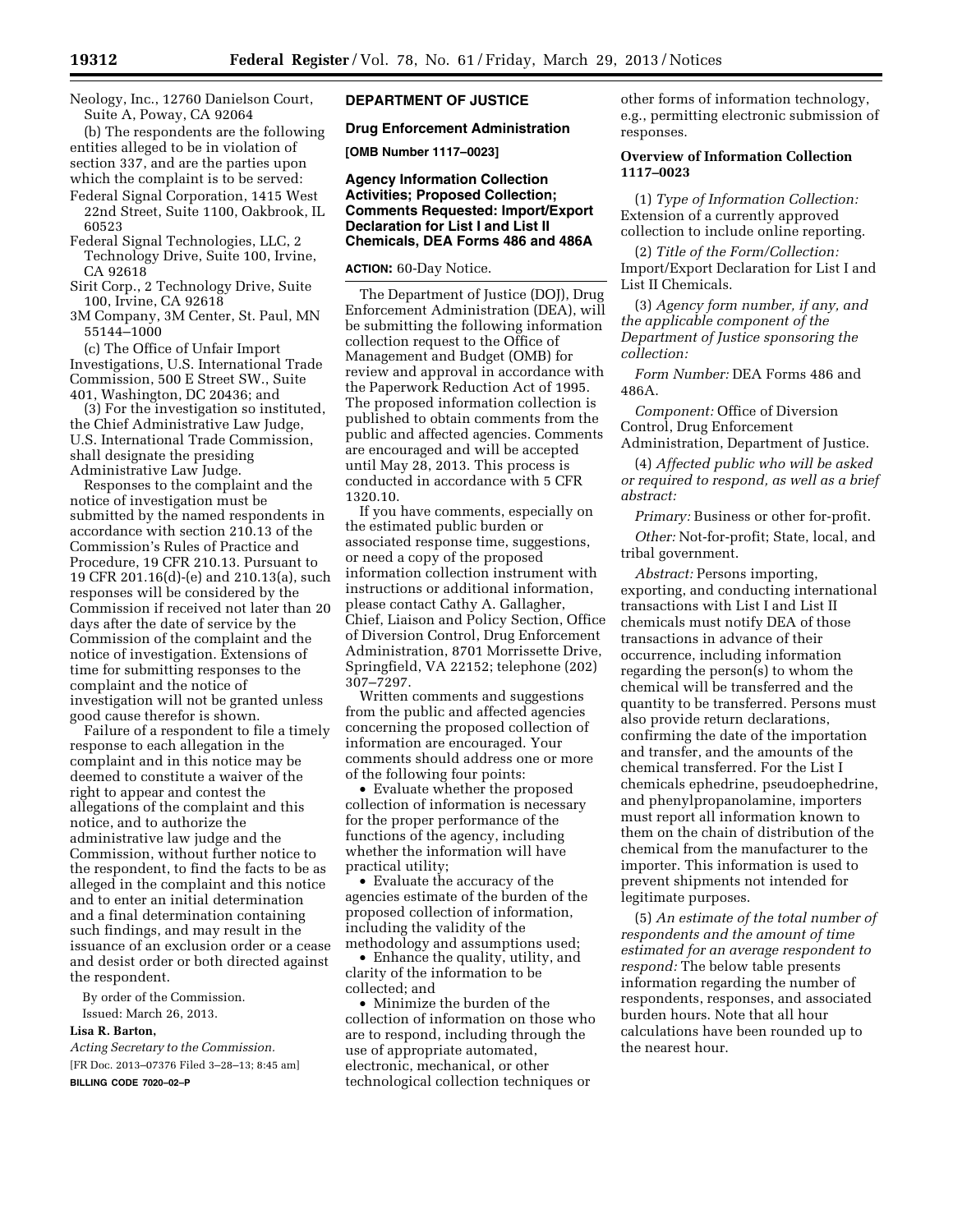Neology, Inc., 12760 Danielson Court, Suite A, Poway, CA 92064

(b) The respondents are the following entities alleged to be in violation of section 337, and are the parties upon which the complaint is to be served:

Federal Signal Corporation, 1415 West 22nd Street, Suite 1100, Oakbrook, IL 60523

Federal Signal Technologies, LLC, 2 Technology Drive, Suite 100, Irvine, CA 92618

Sirit Corp., 2 Technology Drive, Suite 100, Irvine, CA 92618

3M Company, 3M Center, St. Paul, MN 55144–1000

(c) The Office of Unfair Import Investigations, U.S. International Trade Commission, 500 E Street SW., Suite 401, Washington, DC 20436; and

(3) For the investigation so instituted, the Chief Administrative Law Judge, U.S. International Trade Commission, shall designate the presiding Administrative Law Judge.

Responses to the complaint and the notice of investigation must be submitted by the named respondents in accordance with section 210.13 of the Commission's Rules of Practice and Procedure, 19 CFR 210.13. Pursuant to 19 CFR 201.16(d)-(e) and 210.13(a), such responses will be considered by the Commission if received not later than 20 days after the date of service by the Commission of the complaint and the notice of investigation. Extensions of time for submitting responses to the complaint and the notice of investigation will not be granted unless good cause therefor is shown.

Failure of a respondent to file a timely response to each allegation in the complaint and in this notice may be deemed to constitute a waiver of the right to appear and contest the allegations of the complaint and this notice, and to authorize the administrative law judge and the Commission, without further notice to the respondent, to find the facts to be as alleged in the complaint and this notice and to enter an initial determination and a final determination containing such findings, and may result in the issuance of an exclusion order or a cease and desist order or both directed against the respondent.

By order of the Commission.

Issued: March 26, 2013.

**Lisa R. Barton,**

*Acting Secretary to the Commission.*

[FR Doc. 2013–07376 Filed 3–28–13; 8:45 am]

**BILLING CODE 7020–02–P**

## DEPARTMENT OF JUSTICE

### Drug Enforcement Administration

**[OMB Number 1117–0023]**

### Agency Information Collection Activities; Proposed Collection; Comments Requested: Import/Export Declaration for List I and List II Chemicals, DEA Forms 486 and 486A

**ACTION:** 60-Day Notice.

The Department of Justice (DOJ), Drug Enforcement Administration (DEA), will be submitting the following information collection request to the Office of Management and Budget (OMB) for review and approval in accordance with the Paperwork Reduction Act of 1995. The proposed information collection is published to obtain comments from the public and affected agencies. Comments are encouraged and will be accepted until May 28, 2013. This process is conducted in accordance with 5 CFR 1320.10.

If you have comments, especially on the estimated public burden or associated response time, suggestions, or need a copy of the proposed information collection instrument with instructions or additional information, please contact Cathy A. Gallagher, Chief, Liaison and Policy Section, Office of Diversion Control, Drug Enforcement Administration, 8701 Morrissette Drive, Springfield, VA 22152; telephone (202) 307–7297.

Written comments and suggestions from the public and affected agencies concerning the proposed collection of information are encouraged. Your comments should address one or more of the following four points:

- Evaluate whether the proposed collection of information is necessary for the proper performance of the functions of the agency, including whether the information will have practical utility;
- Evaluate the accuracy of the agencies estimate of the burden of the proposed collection of information, including the validity of the methodology and assumptions used;
- Enhance the quality, utility, and clarity of the information to be collected; and
- Minimize the burden of the collection of information on those who are to respond, including through the use of appropriate automated, electronic, mechanical, or other technological collection techniques or other forms of information technology, e.g., permitting electronic submission of responses.

**Overview of Information Collection 1117–0023**

(1) *Type of Information Collection:* Extension of a currently approved collection to include online reporting.

(2) *Title of the Form/Collection:* Import/Export Declaration for List I and List II Chemicals.

(3) *Agency form number, if any, and the applicable component of the Department of Justice sponsoring the collection:*

*Form Number:* DEA Forms 486 and 486A.

*Component:* Office of Diversion Control, Drug Enforcement Administration, Department of Justice.

(4) *Affected public who will be asked or required to respond, as well as a brief abstract:*

*Primary:* Business or other for-profit.

*Other:* Not-for-profit; State, local, and tribal government.

*Abstract:* Persons importing, exporting, and conducting international transactions with List I and List II chemicals must notify DEA of those transactions in advance of their occurrence, including information regarding the person(s) to whom the chemical will be transferred and the quantity to be transferred. Persons must also provide return declarations, confirming the date of the importation and transfer, and the amounts of the chemical transferred. For the List I chemicals ephedrine, pseudoephedrine, and phenylpropanolamine, importers must report all information known to them on the chain of distribution of the chemical from the manufacturer to the importer. This information is used to prevent shipments not intended for legitimate purposes.

(5) *An estimate of the total number of respondents and the amount of time estimated for an average respondent to respond:* The below table presents information regarding the number of respondents, responses, and associated burden hours. Note that all hour calculations have been rounded up to the nearest hour.